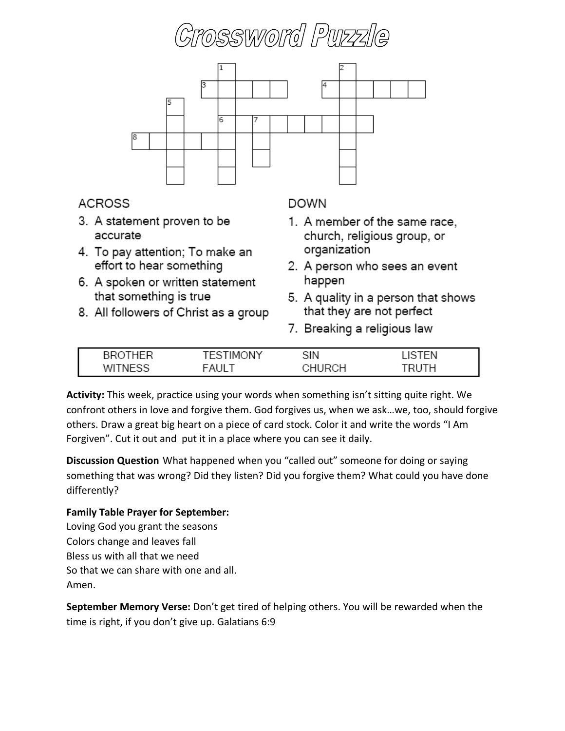# Crossword Puzzle

**ACROSS**

3. A statement proven to be accurate
4. To pay attention; To make an effort to hear something
6. A spoken or written statement that something is true
8. All followers of Christ as a group

**DOWN**

1. A member of the same race, church, religious group, or organization
2. A person who sees an event happen
5. A quality in a person that shows that they are not perfect
7. Breaking a religious law

| BROTHER | TESTIMONY | SIN | LISTEN |
|---|---|---|---|
| WITNESS | FAULT | CHURCH | TRUTH |

**Activity:** This week, practice using your words when something isn't sitting quite right. We confront others in love and forgive them. God forgives us, when we ask…we, too, should forgive others. Draw a great big heart on a piece of card stock. Color it and write the words "I Am Forgiven". Cut it out and put it in a place where you can see it daily.

**Discussion Question** What happened when you "called out" someone for doing or saying something that was wrong? Did they listen? Did you forgive them? What could you have done differently?

**Family Table Prayer for September:**
Loving God you grant the seasons
Colors change and leaves fall
Bless us with all that we need
So that we can share with one and all.
Amen.

**September Memory Verse:** Don't get tired of helping others. You will be rewarded when the time is right, if you don't give up. Galatians 6:9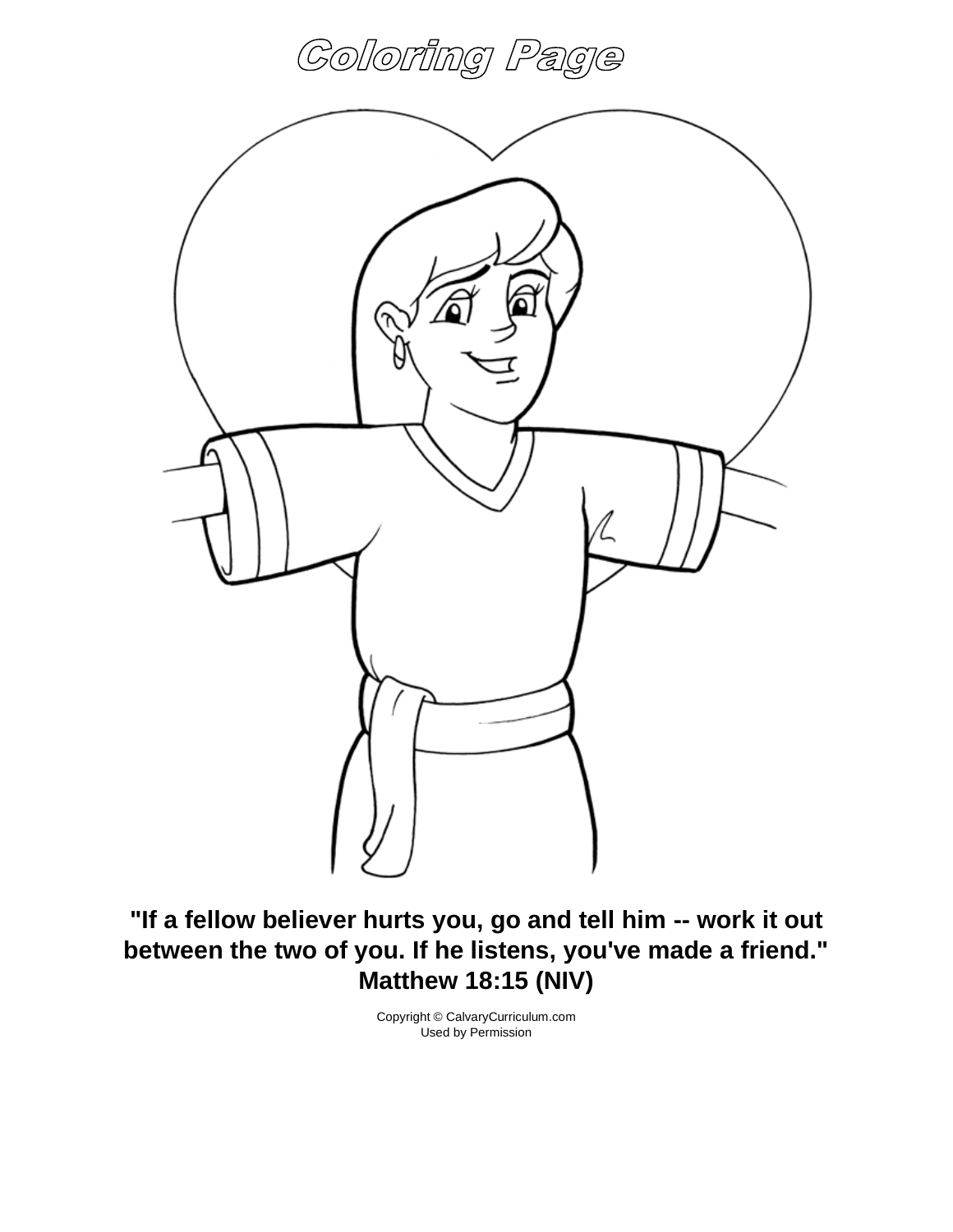# Coloring Page

**"If a fellow believer hurts you, go and tell him -- work it out between the two of you. If he listens, you've made a friend." Matthew 18:15 (NIV)**

Copyright © CalvaryCurriculum.com
Used by Permission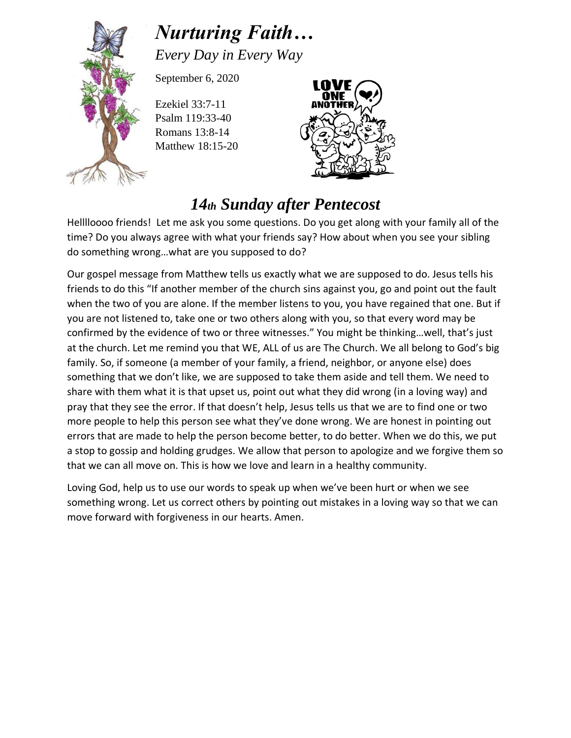# *Nurturing Faith…*

*Every Day in Every Way*

September 6, 2020

Ezekiel 33:7-11
Psalm 119:33-40
Romans 13:8-14
Matthew 18:15-20

## *14th Sunday after Pentecost*

Helllloooo friends! Let me ask you some questions. Do you get along with your family all of the time? Do you always agree with what your friends say? How about when you see your sibling do something wrong…what are you supposed to do?

Our gospel message from Matthew tells us exactly what we are supposed to do. Jesus tells his friends to do this "If another member of the church sins against you, go and point out the fault when the two of you are alone. If the member listens to you, you have regained that one. But if you are not listened to, take one or two others along with you, so that every word may be confirmed by the evidence of two or three witnesses." You might be thinking…well, that's just at the church. Let me remind you that WE, ALL of us are The Church. We all belong to God's big family. So, if someone (a member of your family, a friend, neighbor, or anyone else) does something that we don't like, we are supposed to take them aside and tell them. We need to share with them what it is that upset us, point out what they did wrong (in a loving way) and pray that they see the error. If that doesn't help, Jesus tells us that we are to find one or two more people to help this person see what they've done wrong. We are honest in pointing out errors that are made to help the person become better, to do better. When we do this, we put a stop to gossip and holding grudges. We allow that person to apologize and we forgive them so that we can all move on. This is how we love and learn in a healthy community.

Loving God, help us to use our words to speak up when we've been hurt or when we see something wrong. Let us correct others by pointing out mistakes in a loving way so that we can move forward with forgiveness in our hearts. Amen.